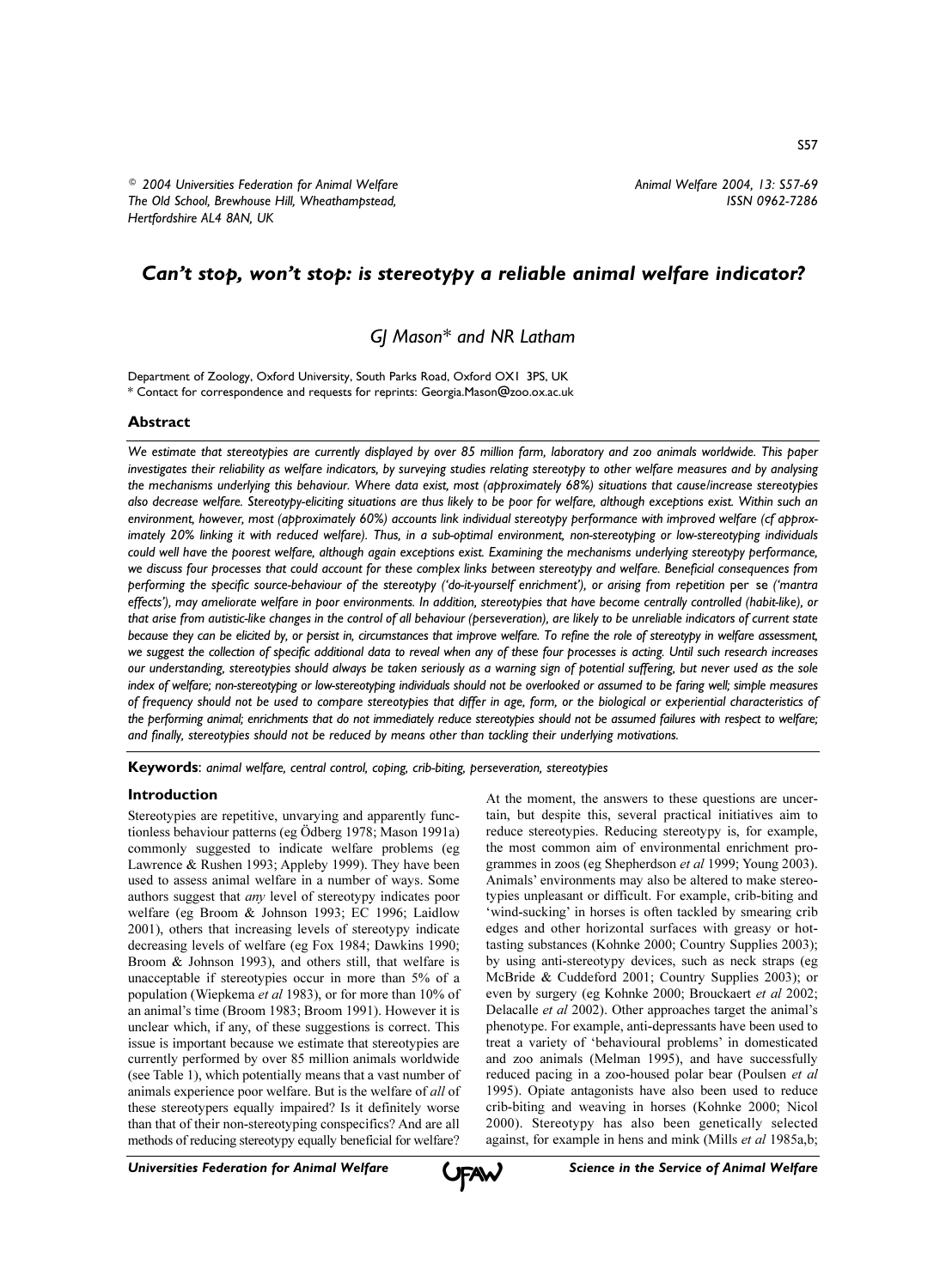© 2004 Universities Federation for Animal Welfare
The Old School, Brewhouse Hill, Wheathampstead,
Hertfordshire AL4 8AN, UK

# Can't stop, won't stop: is stereotypy a reliable animal welfare indicator?

GJ Mason* and NR Latham

Department of Zoology, Oxford University, South Parks Road, Oxford OX1 3PS, UK
* Contact for correspondence and requests for reprints: Georgia.Mason@zoo.ox.ac.uk

## Abstract

*We estimate that stereotypies are currently displayed by over 85 million farm, laboratory and zoo animals worldwide. This paper investigates their reliability as welfare indicators, by surveying studies relating stereotypy to other welfare measures and by analysing the mechanisms underlying this behaviour. Where data exist, most (approximately 68%) situations that cause/increase stereotypies also decrease welfare. Stereotypy-eliciting situations are thus likely to be poor for welfare, although exceptions exist. Within such an environment, however, most (approximately 60%) accounts link individual stereotypy performance with improved welfare (cf approximately 20% linking it with reduced welfare). Thus, in a sub-optimal environment, non-stereotyping or low-stereotyping individuals could well have the poorest welfare, although again exceptions exist. Examining the mechanisms underlying stereotypy performance, we discuss four processes that could account for these complex links between stereotypy and welfare. Beneficial consequences from performing the specific source-behaviour of the stereotypy ('do-it-yourself enrichment'), or arising from repetition* per se *('mantra effects'), may ameliorate welfare in poor environments. In addition, stereotypies that have become centrally controlled (habit-like), or that arise from autistic-like changes in the control of all behaviour (perseveration), are likely to be unreliable indicators of current state because they can be elicited by, or persist in, circumstances that improve welfare. To refine the role of stereotypy in welfare assessment, we suggest the collection of specific additional data to reveal when any of these four processes is acting. Until such research increases our understanding, stereotypies should always be taken seriously as a warning sign of potential suffering, but never used as the sole index of welfare; non-stereotyping or low-stereotyping individuals should not be overlooked or assumed to be faring well; simple measures of frequency should not be used to compare stereotypies that differ in age, form, or the biological or experiential characteristics of the performing animal; enrichments that do not immediately reduce stereotypies should not be assumed failures with respect to welfare; and finally, stereotypies should not be reduced by means other than tackling their underlying motivations.*

**Keywords**: *animal welfare, central control, coping, crib-biting, perseveration, stereotypies*

## Introduction

Stereotypies are repetitive, unvarying and apparently functionless behaviour patterns (eg Ödberg 1978; Mason 1991a) commonly suggested to indicate welfare problems (eg Lawrence & Rushen 1993; Appleby 1999). They have been used to assess animal welfare in a number of ways. Some authors suggest that *any* level of stereotypy indicates poor welfare (eg Broom & Johnson 1993; EC 1996; Laidlow 2001), others that increasing levels of stereotypy indicate decreasing levels of welfare (eg Fox 1984; Dawkins 1990; Broom & Johnson 1993), and others still, that welfare is unacceptable if stereotypies occur in more than 5% of a population (Wiepkema *et al* 1983), or for more than 10% of an animal's time (Broom 1983; Broom 1991). However it is unclear which, if any, of these suggestions is correct. This issue is important because we estimate that stereotypies are currently performed by over 85 million animals worldwide (see Table 1), which potentially means that a vast number of animals experience poor welfare. But is the welfare of *all* of these stereotypers equally impaired? Is it definitely worse than that of their non-stereotyping conspecifics? And are all methods of reducing stereotypy equally beneficial for welfare?

At the moment, the answers to these questions are uncertain, but despite this, several practical initiatives aim to reduce stereotypies. Reducing stereotypy is, for example, the most common aim of environmental enrichment programmes in zoos (eg Shepherdson *et al* 1999; Young 2003). Animals' environments may also be altered to make stereotypies unpleasant or difficult. For example, crib-biting and 'wind-sucking' in horses is often tackled by smearing crib edges and other horizontal surfaces with greasy or hot-tasting substances (Kohnke 2000; Country Supplies 2003); by using anti-stereotypy devices, such as neck straps (eg McBride & Cuddeford 2001; Country Supplies 2003); or even by surgery (eg Kohnke 2000; Brouckaert *et al* 2002; Delacalle *et al* 2002). Other approaches target the animal's phenotype. For example, anti-depressants have been used to treat a variety of 'behavioural problems' in domesticated and zoo animals (Melman 1995), and have successfully reduced pacing in a zoo-housed polar bear (Poulsen *et al* 1995). Opiate antagonists have also been used to reduce crib-biting and weaving in horses (Kohnke 2000; Nicol 2000). Stereotypy has also been genetically selected against, for example in hens and mink (Mills *et al* 1985a,b;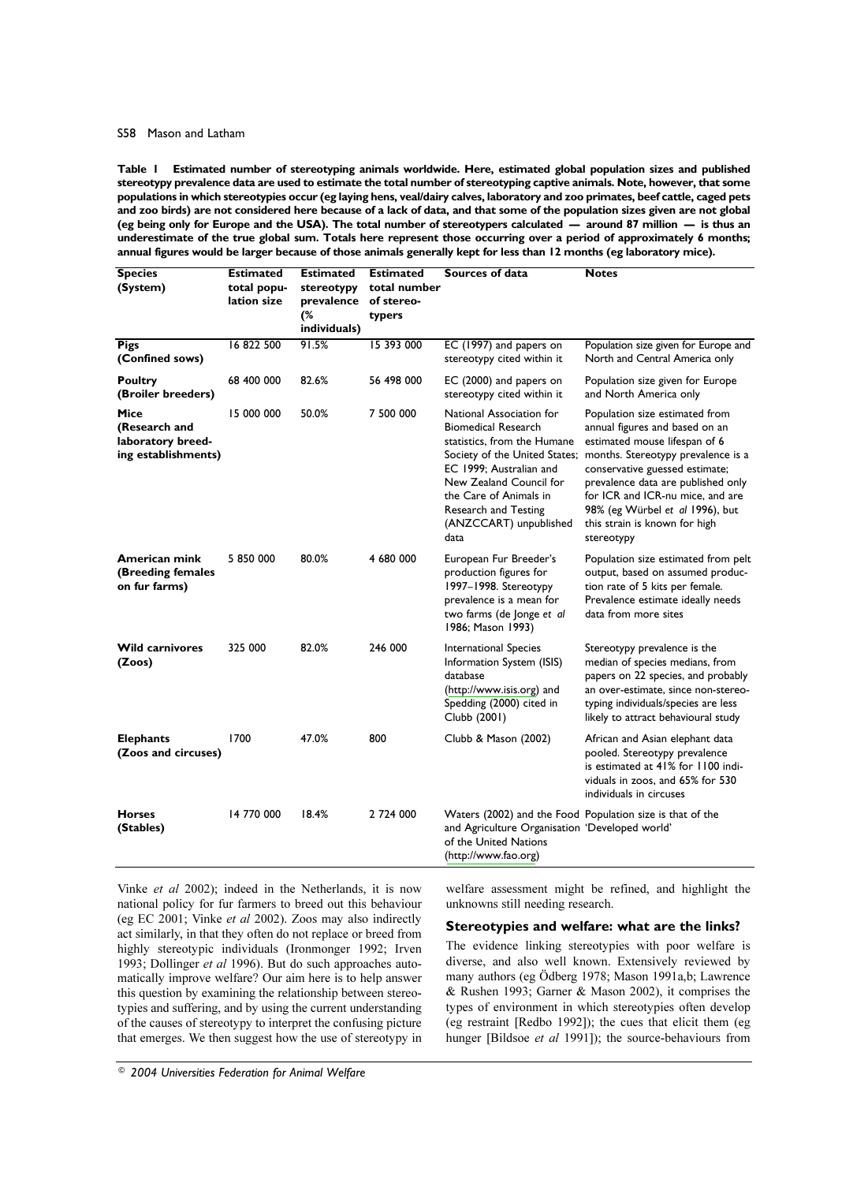**Table 1 Estimated number of stereotyping animals worldwide. Here, estimated global population sizes and published stereotypy prevalence data are used to estimate the total number of stereotyping captive animals. Note, however, that some populations in which stereotypies occur (eg laying hens, veal/dairy calves, laboratory and zoo primates, beef cattle, caged pets and zoo birds) are not considered here because of a lack of data, and that some of the population sizes given are not global (eg being only for Europe and the USA). The total number of stereotypers calculated — around 87 million — is thus an underestimate of the true global sum. Totals here represent those occurring over a period of approximately 6 months; annual figures would be larger because of those animals generally kept for less than 12 months (eg laboratory mice).**

| Species (System) | Estimated total population size | Estimated stereotypy prevalence (% individuals) | Estimated total number of stereotypers | Sources of data | Notes |
|---|---|---|---|---|---|
| **Pigs (Confined sows)** | 16 822 500 | 91.5% | 15 393 000 | EC (1997) and papers on stereotypy cited within it | Population size given for Europe and North and Central America only |
| **Poultry (Broiler breeders)** | 68 400 000 | 82.6% | 56 498 000 | EC (2000) and papers on stereotypy cited within it | Population size given for Europe and North America only |
| **Mice (Research and laboratory breeding establishments)** | 15 000 000 | 50.0% | 7 500 000 | National Association for Biomedical Research statistics, from the Humane Society of the United States; EC 1999; Australian and New Zealand Council for the Care of Animals in Research and Testing (ANZCCART) unpublished data | Population size estimated from annual figures and based on an estimated mouse lifespan of 6 months. Stereotypy prevalence is a conservative guessed estimate; prevalence data are published only for ICR and ICR-nu mice, and are 98% (eg Würbel *et al* 1996), but this strain is known for high stereotypy |
| **American mink (Breeding females on fur farms)** | 5 850 000 | 80.0% | 4 680 000 | European Fur Breeder's production figures for 1997–1998. Stereotypy prevalence is a mean for two farms (de Jonge *et al* 1986; Mason 1993) | Population size estimated from pelt output, based on assumed production rate of 5 kits per female. Prevalence estimate ideally needs data from more sites |
| **Wild carnivores (Zoos)** | 325 000 | 82.0% | 246 000 | International Species Information System (ISIS) database (http://www.isis.org) and Spedding (2000) cited in Clubb (2001) | Stereotypy prevalence is the median of species medians, from papers on 22 species, and probably an over-estimate, since non-stereotyping individuals/species are less likely to attract behavioural study |
| **Elephants (Zoos and circuses)** | 1700 | 47.0% | 800 | Clubb & Mason (2002) | African and Asian elephant data pooled. Stereotypy prevalence is estimated at 41% for 1100 individuals in zoos, and 65% for 530 individuals in circuses |
| **Horses (Stables)** | 14 770 000 | 18.4% | 2 724 000 | Waters (2002) and the Food and Agriculture Organisation of the United Nations (http://www.fao.org) | Population size is that of the 'Developed world' |

Vinke *et al* 2002); indeed in the Netherlands, it is now national policy for fur farmers to breed out this behaviour (eg EC 2001; Vinke *et al* 2002). Zoos may also indirectly act similarly, in that they often do not replace or breed from highly stereotypic individuals (Ironmonger 1992; Irven 1993; Dollinger *et al* 1996). But do such approaches automatically improve welfare? Our aim here is to help answer this question by examining the relationship between stereotypies and suffering, and by using the current understanding of the causes of stereotypy to interpret the confusing picture that emerges. We then suggest how the use of stereotypy in welfare assessment might be refined, and highlight the unknowns still needing research.

### Stereotypies and welfare: what are the links?

The evidence linking stereotypies with poor welfare is diverse, and also well known. Extensively reviewed by many authors (eg Ödberg 1978; Mason 1991a,b; Lawrence & Rushen 1993; Garner & Mason 2002), it comprises the types of environment in which stereotypies often develop (eg restraint [Redbo 1992]); the cues that elicit them (eg hunger [Bildsoe *et al* 1991]); the source-behaviours from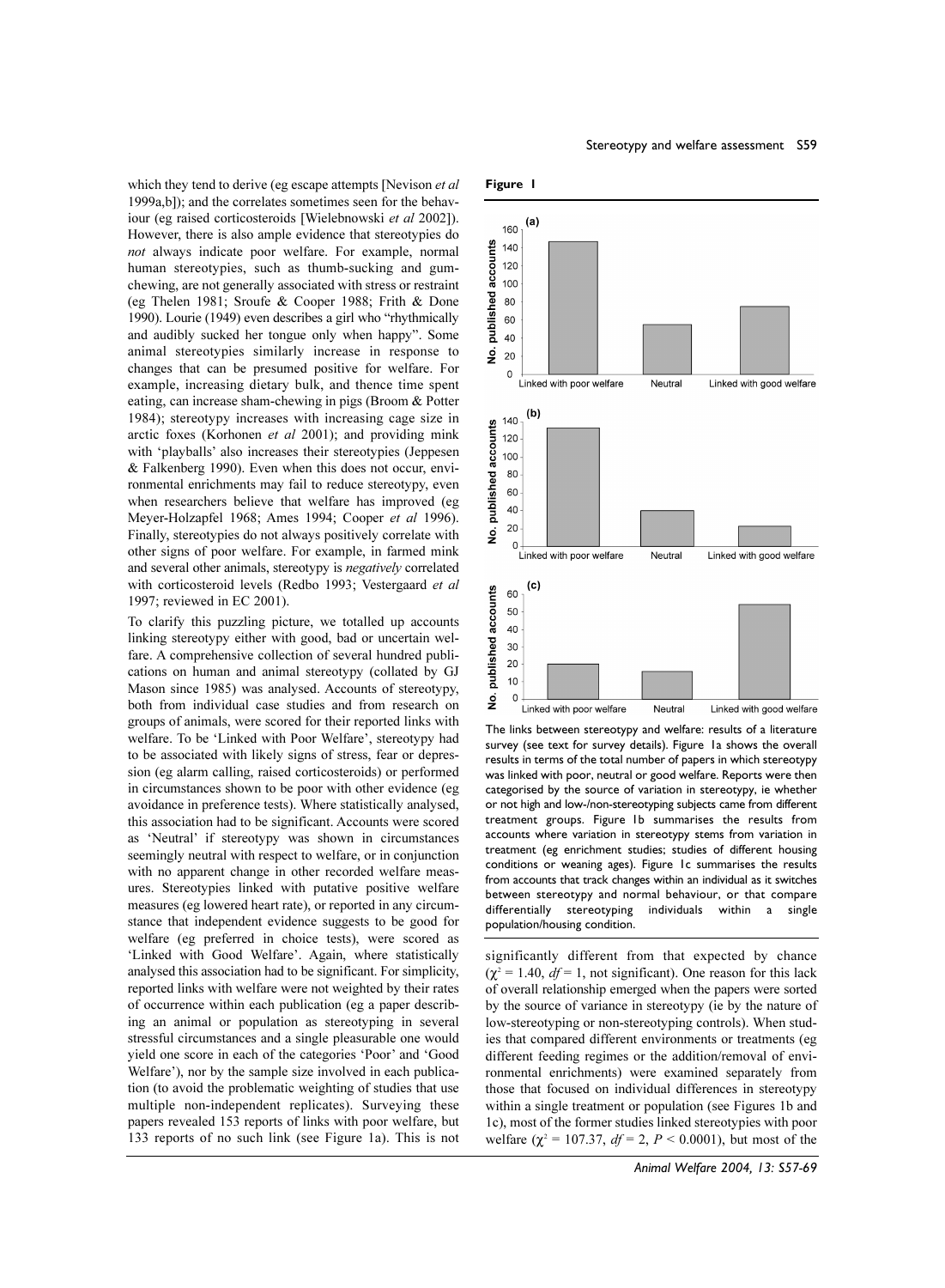which they tend to derive (eg escape attempts [Nevison *et al* 1999a,b]); and the correlates sometimes seen for the behaviour (eg raised corticosteroids [Wielebnowski *et al* 2002]). However, there is also ample evidence that stereotypies do *not* always indicate poor welfare. For example, normal human stereotypies, such as thumb-sucking and gum-chewing, are not generally associated with stress or restraint (eg Thelen 1981; Sroufe & Cooper 1988; Frith & Done 1990). Lourie (1949) even describes a girl who "rhythmically and audibly sucked her tongue only when happy". Some animal stereotypies similarly increase in response to changes that can be presumed positive for welfare. For example, increasing dietary bulk, and thence time spent eating, can increase sham-chewing in pigs (Broom & Potter 1984); stereotypy increases with increasing cage size in arctic foxes (Korhonen *et al* 2001); and providing mink with 'playballs' also increases their stereotypies (Jeppesen & Falkenberg 1990). Even when this does not occur, environmental enrichments may fail to reduce stereotypy, even when researchers believe that welfare has improved (eg Meyer-Holzapfel 1968; Ames 1994; Cooper *et al* 1996). Finally, stereotypies do not always positively correlate with other signs of poor welfare. For example, in farmed mink and several other animals, stereotypy is *negatively* correlated with corticosteroid levels (Redbo 1993; Vestergaard *et al* 1997; reviewed in EC 2001).

To clarify this puzzling picture, we totalled up accounts linking stereotypy either with good, bad or uncertain welfare. A comprehensive collection of several hundred publications on human and animal stereotypy (collated by GJ Mason since 1985) was analysed. Accounts of stereotypy, both from individual case studies and from research on groups of animals, were scored for their reported links with welfare. To be 'Linked with Poor Welfare', stereotypy had to be associated with likely signs of stress, fear or depression (eg alarm calling, raised corticosteroids) or performed in circumstances shown to be poor with other evidence (eg avoidance in preference tests). Where statistically analysed, this association had to be significant. Accounts were scored as 'Neutral' if stereotypy was shown in circumstances seemingly neutral with respect to welfare, or in conjunction with no apparent change in other recorded welfare measures. Stereotypies linked with putative positive welfare measures (eg lowered heart rate), or reported in any circumstance that independent evidence suggests to be good for welfare (eg preferred in choice tests), were scored as 'Linked with Good Welfare'. Again, where statistically analysed this association had to be significant. For simplicity, reported links with welfare were not weighted by their rates of occurrence within each publication (eg a paper describing an animal or population as stereotyping in several stressful circumstances and a single pleasurable one would yield one score in each of the categories 'Poor' and 'Good Welfare'), nor by the sample size involved in each publication (to avoid the problematic weighting of studies that use multiple non-independent replicates). Surveying these papers revealed 153 reports of links with poor welfare, but 133 reports of no such link (see Figure 1a). This is not significantly different from that expected by chance ($\chi^2 = 1.40$, $df = 1$, not significant). One reason for this lack of overall relationship emerged when the papers were sorted by the source of variance in stereotypy (ie by the nature of low-stereotyping or non-stereotyping controls). When studies that compared different environments or treatments (eg different feeding regimes or the addition/removal of environmental enrichments) were examined separately from those that focused on individual differences in stereotypy within a single treatment or population (see Figures 1b and 1c), most of the former studies linked stereotypies with poor welfare ($\chi^2 = 107.37$, $df = 2$, $P < 0.0001$), but most of the

**Figure 1**

The links between stereotypy and welfare: results of a literature survey (see text for survey details). Figure 1a shows the overall results in terms of the total number of papers in which stereotypy was linked with poor, neutral or good welfare. Reports were then categorised by the source of variation in stereotypy, ie whether or not high and low-/non-stereotyping subjects came from different treatment groups. Figure 1b summarises the results from accounts where variation in stereotypy stems from variation in treatment (eg enrichment studies; studies of different housing conditions or weaning ages). Figure 1c summarises the results from accounts that track changes within an individual as it switches between stereotypy and normal behaviour, or that compare differentially stereotyping individuals within a single population/housing condition.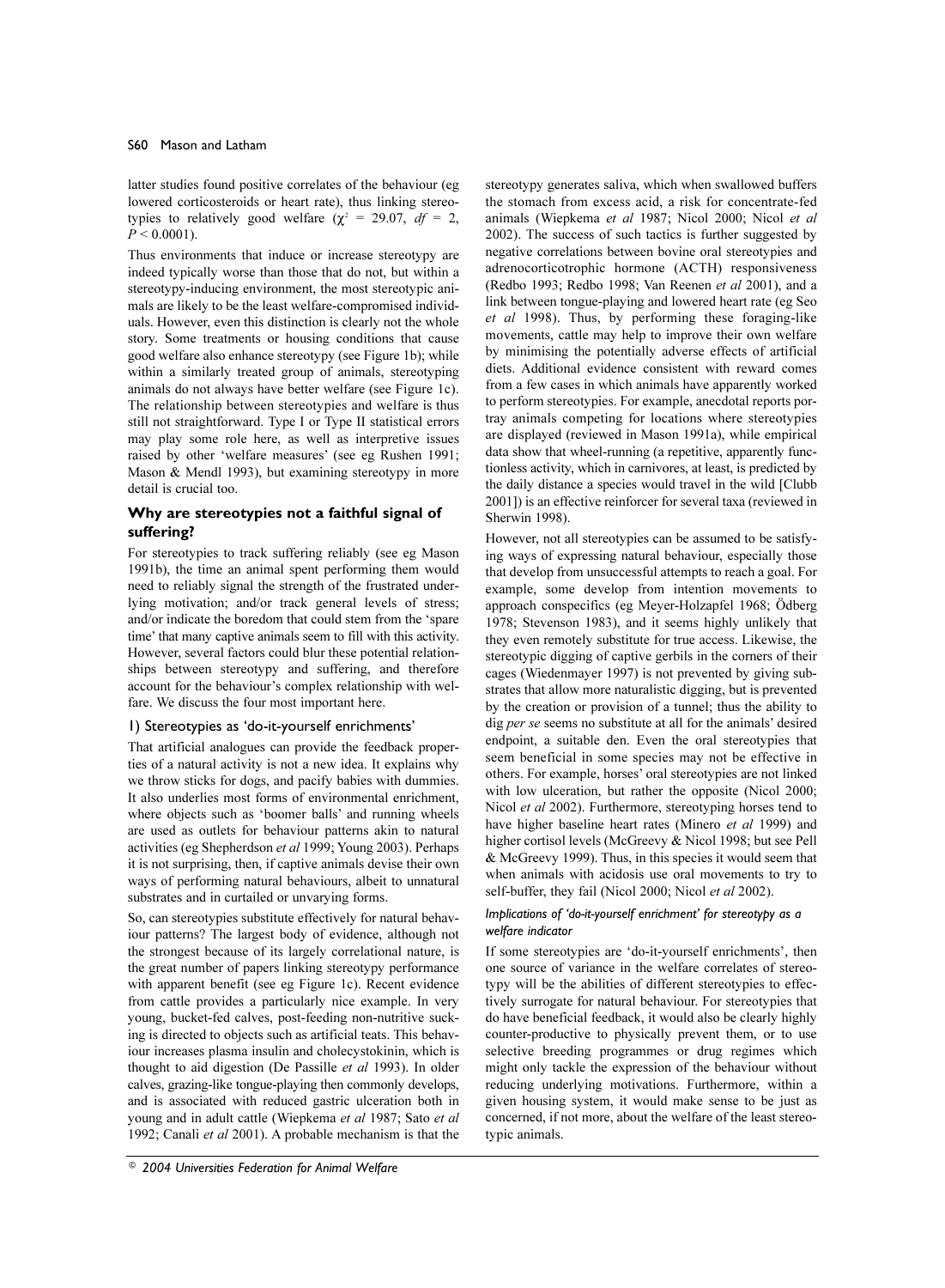latter studies found positive correlates of the behaviour (eg lowered corticosteroids or heart rate), thus linking stereotypies to relatively good welfare ($\chi^2$ = 29.07, *df* = 2, $P < 0.0001$).

Thus environments that induce or increase stereotypy are indeed typically worse than those that do not, but within a stereotypy-inducing environment, the most stereotypic animals are likely to be the least welfare-compromised individuals. However, even this distinction is clearly not the whole story. Some treatments or housing conditions that cause good welfare also enhance stereotypy (see Figure 1b); while within a similarly treated group of animals, stereotyping animals do not always have better welfare (see Figure 1c). The relationship between stereotypies and welfare is thus still not straightforward. Type I or Type II statistical errors may play some role here, as well as interpretive issues raised by other 'welfare measures' (see eg Rushen 1991; Mason & Mendl 1993), but examining stereotypy in more detail is crucial too.

## Why are stereotypies not a faithful signal of suffering?

For stereotypies to track suffering reliably (see eg Mason 1991b), the time an animal spent performing them would need to reliably signal the strength of the frustrated underlying motivation; and/or track general levels of stress; and/or indicate the boredom that could stem from the 'spare time' that many captive animals seem to fill with this activity. However, several factors could blur these potential relationships between stereotypy and suffering, and therefore account for the behaviour's complex relationship with welfare. We discuss the four most important here.

### 1) Stereotypies as 'do-it-yourself enrichments'

That artificial analogues can provide the feedback properties of a natural activity is not a new idea. It explains why we throw sticks for dogs, and pacify babies with dummies. It also underlies most forms of environmental enrichment, where objects such as 'boomer balls' and running wheels are used as outlets for behaviour patterns akin to natural activities (eg Shepherdson *et al* 1999; Young 2003). Perhaps it is not surprising, then, if captive animals devise their own ways of performing natural behaviours, albeit to unnatural substrates and in curtailed or unvarying forms.

So, can stereotypies substitute effectively for natural behaviour patterns? The largest body of evidence, although not the strongest because of its largely correlational nature, is the great number of papers linking stereotypy performance with apparent benefit (see eg Figure 1c). Recent evidence from cattle provides a particularly nice example. In very young, bucket-fed calves, post-feeding non-nutritive sucking is directed to objects such as artificial teats. This behaviour increases plasma insulin and cholecystokinin, which is thought to aid digestion (De Passille *et al* 1993). In older calves, grazing-like tongue-playing then commonly develops, and is associated with reduced gastric ulceration both in young and in adult cattle (Wiepkema *et al* 1987; Sato *et al* 1992; Canali *et al* 2001). A probable mechanism is that the stereotypy generates saliva, which when swallowed buffers the stomach from excess acid, a risk for concentrate-fed animals (Wiepkema *et al* 1987; Nicol 2000; Nicol *et al* 2002). The success of such tactics is further suggested by negative correlations between bovine oral stereotypies and adrenocorticotrophic hormone (ACTH) responsiveness (Redbo 1993; Redbo 1998; Van Reenen *et al* 2001), and a link between tongue-playing and lowered heart rate (eg Seo *et al* 1998). Thus, by performing these foraging-like movements, cattle may help to improve their own welfare by minimising the potentially adverse effects of artificial diets. Additional evidence consistent with reward comes from a few cases in which animals have apparently worked to perform stereotypies. For example, anecdotal reports portray animals competing for locations where stereotypies are displayed (reviewed in Mason 1991a), while empirical data show that wheel-running (a repetitive, apparently functionless activity, which in carnivores, at least, is predicted by the daily distance a species would travel in the wild [Clubb 2001]) is an effective reinforcer for several taxa (reviewed in Sherwin 1998).

However, not all stereotypies can be assumed to be satisfying ways of expressing natural behaviour, especially those that develop from unsuccessful attempts to reach a goal. For example, some develop from intention movements to approach conspecifics (eg Meyer-Holzapfel 1968; Ödberg 1978; Stevenson 1983), and it seems highly unlikely that they even remotely substitute for true access. Likewise, the stereotypic digging of captive gerbils in the corners of their cages (Wiedenmayer 1997) is not prevented by giving substrates that allow more naturalistic digging, but is prevented by the creation or provision of a tunnel; thus the ability to dig *per se* seems no substitute at all for the animals' desired endpoint, a suitable den. Even the oral stereotypies that seem beneficial in some species may not be effective in others. For example, horses' oral stereotypies are not linked with low ulceration, but rather the opposite (Nicol 2000; Nicol *et al* 2002). Furthermore, stereotyping horses tend to have higher baseline heart rates (Minero *et al* 1999) and higher cortisol levels (McGreevy & Nicol 1998; but see Pell & McGreevy 1999). Thus, in this species it would seem that when animals with acidosis use oral movements to try to self-buffer, they fail (Nicol 2000; Nicol *et al* 2002).

#### *Implications of 'do-it-yourself enrichment' for stereotypy as a welfare indicator*

If some stereotypies are 'do-it-yourself enrichments', then one source of variance in the welfare correlates of stereotypy will be the abilities of different stereotypies to effectively surrogate for natural behaviour. For stereotypies that do have beneficial feedback, it would also be clearly highly counter-productive to physically prevent them, or to use selective breeding programmes or drug regimes which might only tackle the expression of the behaviour without reducing underlying motivations. Furthermore, within a given housing system, it would make sense to be just as concerned, if not more, about the welfare of the least stereotypic animals.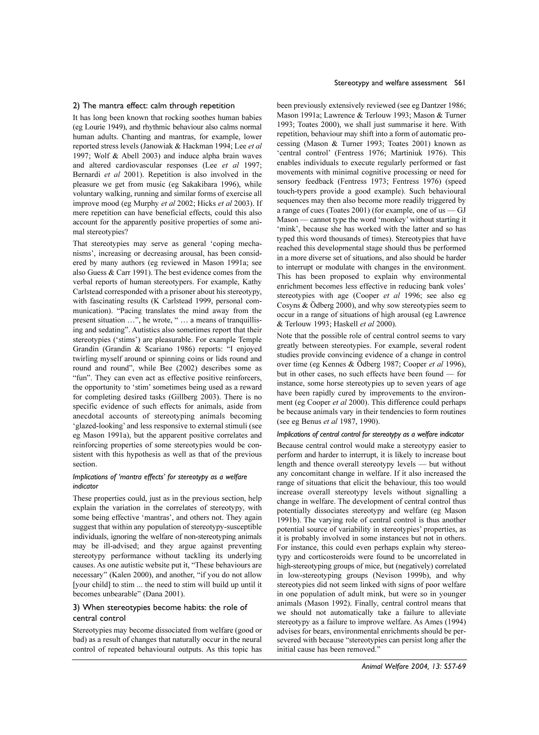## 2) The mantra effect: calm through repetition

It has long been known that rocking soothes human babies (eg Lourie 1949), and rhythmic behaviour also calms normal human adults. Chanting and mantras, for example, lower reported stress levels (Janowiak & Hackman 1994; Lee *et al* 1997; Wolf & Abell 2003) and induce alpha brain waves and altered cardiovascular responses (Lee *et al* 1997; Bernardi *et al* 2001). Repetition is also involved in the pleasure we get from music (eg Sakakibara 1996), while voluntary walking, running and similar forms of exercise all improve mood (eg Murphy *et al* 2002; Hicks *et al* 2003). If mere repetition can have beneficial effects, could this also account for the apparently positive properties of some animal stereotypies?

That stereotypies may serve as general 'coping mechanisms', increasing or decreasing arousal, has been considered by many authors (eg reviewed in Mason 1991a; see also Guess & Carr 1991). The best evidence comes from the verbal reports of human stereotypers. For example, Kathy Carlstead corresponded with a prisoner about his stereotypy, with fascinating results (K Carlstead 1999, personal communication). "Pacing translates the mind away from the present situation …", he wrote, " … a means of tranquillising and sedating". Autistics also sometimes report that their stereotypies ('stims') are pleasurable. For example Temple Grandin (Grandin & Scariano 1986) reports: "I enjoyed twirling myself around or spinning coins or lids round and round and round", while Bee (2002) describes some as "fun". They can even act as effective positive reinforcers, the opportunity to 'stim' sometimes being used as a reward for completing desired tasks (Gillberg 2003). There is no specific evidence of such effects for animals, aside from anecdotal accounts of stereotyping animals becoming 'glazed-looking' and less responsive to external stimuli (see eg Mason 1991a), but the apparent positive correlates and reinforcing properties of some stereotypies would be consistent with this hypothesis as well as that of the previous section.

### *Implications of 'mantra effects' for stereotypy as a welfare indicator*

These properties could, just as in the previous section, help explain the variation in the correlates of stereotypy, with some being effective 'mantras', and others not. They again suggest that within any population of stereotypy-susceptible individuals, ignoring the welfare of non-stereotyping animals may be ill-advised; and they argue against preventing stereotypy performance without tackling its underlying causes. As one autistic website put it, "These behaviours are necessary" (Kalen 2000), and another, "if you do not allow [your child] to stim ... the need to stim will build up until it becomes unbearable" (Dana 2001).

## 3) When stereotypies become habits: the role of central control

Stereotypies may become dissociated from welfare (good or bad) as a result of changes that naturally occur in the neural control of repeated behavioural outputs. As this topic has been previously extensively reviewed (see eg Dantzer 1986; Mason 1991a; Lawrence & Terlouw 1993; Mason & Turner 1993; Toates 2000), we shall just summarise it here. With repetition, behaviour may shift into a form of automatic processing (Mason & Turner 1993; Toates 2001) known as 'central control' (Fentress 1976; Martiniuk 1976). This enables individuals to execute regularly performed or fast movements with minimal cognitive processing or need for sensory feedback (Fentress 1973; Fentress 1976) (speed touch-typers provide a good example). Such behavioural sequences may then also become more readily triggered by a range of cues (Toates 2001) (for example, one of us — GJ Mason — cannot type the word 'monkey' without starting it 'mink', because she has worked with the latter and so has typed this word thousands of times). Stereotypies that have reached this developmental stage should thus be performed in a more diverse set of situations, and also should be harder to interrupt or modulate with changes in the environment. This has been proposed to explain why environmental enrichment becomes less effective in reducing bank voles' stereotypies with age (Cooper *et al* 1996; see also eg Cosyns & Ödberg 2000), and why sow stereotypies seem to occur in a range of situations of high arousal (eg Lawrence & Terlouw 1993; Haskell *et al* 2000).

Note that the possible role of central control seems to vary greatly between stereotypies. For example, several rodent studies provide convincing evidence of a change in control over time (eg Kennes & Ödberg 1987; Cooper *et al* 1996), but in other cases, no such effects have been found — for instance, some horse stereotypies up to seven years of age have been rapidly cured by improvements to the environment (eg Cooper *et al* 2000). This difference could perhaps be because animals vary in their tendencies to form routines (see eg Benus *et al* 1987, 1990).

### *Implications of central control for stereotypy as a welfare indicator*

Because central control would make a stereotypy easier to perform and harder to interrupt, it is likely to increase bout length and thence overall stereotypy levels — but without any concomitant change in welfare. If it also increased the range of situations that elicit the behaviour, this too would increase overall stereotypy levels without signalling a change in welfare. The development of central control thus potentially dissociates stereotypy and welfare (eg Mason 1991b). The varying role of central control is thus another potential source of variability in stereotypies' properties, as it is probably involved in some instances but not in others. For instance, this could even perhaps explain why stereotypy and corticosteroids were found to be uncorrelated in high-stereotyping groups of mice, but (negatively) correlated in low-stereotyping groups (Nevison 1999b), and why stereotypies did not seem linked with signs of poor welfare in one population of adult mink, but were so in younger animals (Mason 1992). Finally, central control means that we should not automatically take a failure to alleviate stereotypy as a failure to improve welfare. As Ames (1994) advises for bears, environmental enrichments should be persevered with because "stereotypies can persist long after the initial cause has been removed."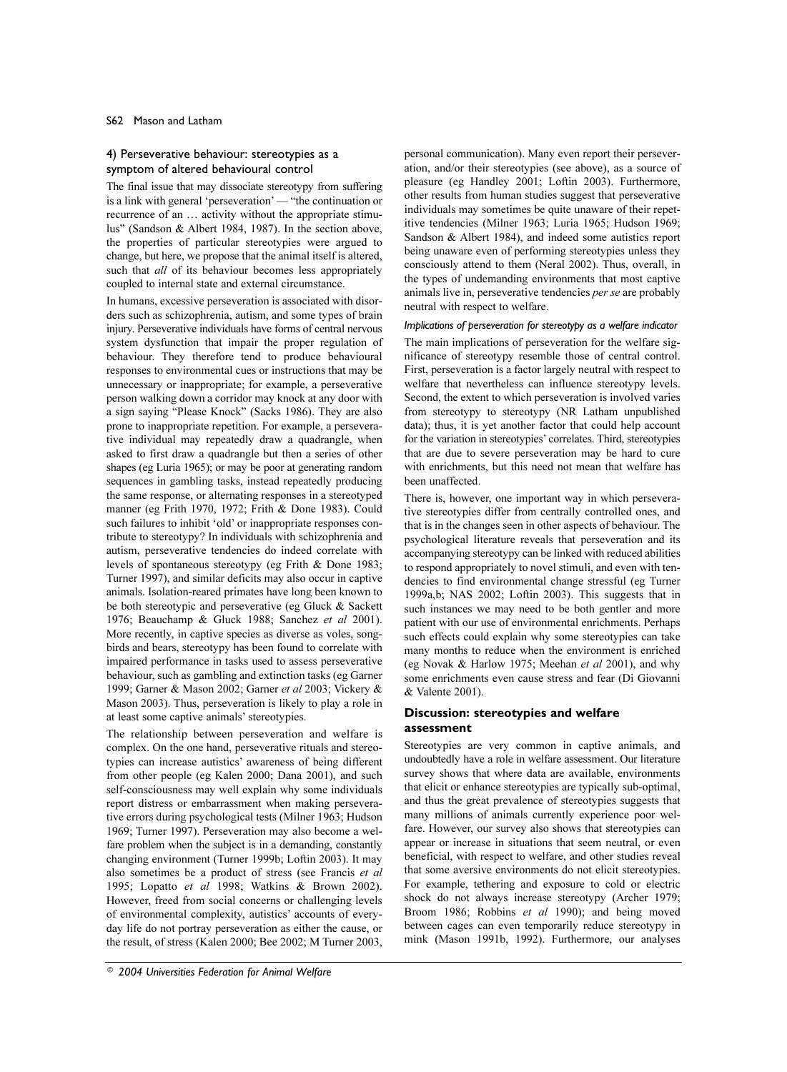### 4) Perseverative behaviour: stereotypies as a symptom of altered behavioural control

The final issue that may dissociate stereotypy from suffering is a link with general 'perseveration' — "the continuation or recurrence of an … activity without the appropriate stimulus" (Sandson & Albert 1984, 1987). In the section above, the properties of particular stereotypies were argued to change, but here, we propose that the animal itself is altered, such that *all* of its behaviour becomes less appropriately coupled to internal state and external circumstance.

In humans, excessive perseveration is associated with disorders such as schizophrenia, autism, and some types of brain injury. Perseverative individuals have forms of central nervous system dysfunction that impair the proper regulation of behaviour. They therefore tend to produce behavioural responses to environmental cues or instructions that may be unnecessary or inappropriate; for example, a perseverative person walking down a corridor may knock at any door with a sign saying "Please Knock" (Sacks 1986). They are also prone to inappropriate repetition. For example, a perseverative individual may repeatedly draw a quadrangle, when asked to first draw a quadrangle but then a series of other shapes (eg Luria 1965); or may be poor at generating random sequences in gambling tasks, instead repeatedly producing the same response, or alternating responses in a stereotyped manner (eg Frith 1970, 1972; Frith & Done 1983). Could such failures to inhibit 'old' or inappropriate responses contribute to stereotypy? In individuals with schizophrenia and autism, perseverative tendencies do indeed correlate with levels of spontaneous stereotypy (eg Frith & Done 1983; Turner 1997), and similar deficits may also occur in captive animals. Isolation-reared primates have long been known to be both stereotypic and perseverative (eg Gluck & Sackett 1976; Beauchamp & Gluck 1988; Sanchez *et al* 2001). More recently, in captive species as diverse as voles, songbirds and bears, stereotypy has been found to correlate with impaired performance in tasks used to assess perseverative behaviour, such as gambling and extinction tasks (eg Garner 1999; Garner & Mason 2002; Garner *et al* 2003; Vickery & Mason 2003). Thus, perseveration is likely to play a role in at least some captive animals' stereotypies.

The relationship between perseveration and welfare is complex. On the one hand, perseverative rituals and stereotypies can increase autistics' awareness of being different from other people (eg Kalen 2000; Dana 2001), and such self-consciousness may well explain why some individuals report distress or embarrassment when making perseverative errors during psychological tests (Milner 1963; Hudson 1969; Turner 1997). Perseveration may also become a welfare problem when the subject is in a demanding, constantly changing environment (Turner 1999b; Loftin 2003). It may also sometimes be a product of stress (see Francis *et al* 1995; Lopatto *et al* 1998; Watkins & Brown 2002). However, freed from social concerns or challenging levels of environmental complexity, autistics' accounts of everyday life do not portray perseveration as either the cause, or the result, of stress (Kalen 2000; Bee 2002; M Turner 2003, personal communication). Many even report their perseveration, and/or their stereotypies (see above), as a source of pleasure (eg Handley 2001; Loftin 2003). Furthermore, other results from human studies suggest that perseverative individuals may sometimes be quite unaware of their repetitive tendencies (Milner 1963; Luria 1965; Hudson 1969; Sandson & Albert 1984), and indeed some autistics report being unaware even of performing stereotypies unless they consciously attend to them (Neral 2002). Thus, overall, in the types of undemanding environments that most captive animals live in, perseverative tendencies *per se* are probably neutral with respect to welfare.

#### *Implications of perseveration for stereotypy as a welfare indicator*

The main implications of perseveration for the welfare significance of stereotypy resemble those of central control. First, perseveration is a factor largely neutral with respect to welfare that nevertheless can influence stereotypy levels. Second, the extent to which perseveration is involved varies from stereotypy to stereotypy (NR Latham unpublished data); thus, it is yet another factor that could help account for the variation in stereotypies' correlates. Third, stereotypies that are due to severe perseveration may be hard to cure with enrichments, but this need not mean that welfare has been unaffected.

There is, however, one important way in which perseverative stereotypies differ from centrally controlled ones, and that is in the changes seen in other aspects of behaviour. The psychological literature reveals that perseveration and its accompanying stereotypy can be linked with reduced abilities to respond appropriately to novel stimuli, and even with tendencies to find environmental change stressful (eg Turner 1999a,b; NAS 2002; Loftin 2003). This suggests that in such instances we may need to be both gentler and more patient with our use of environmental enrichments. Perhaps such effects could explain why some stereotypies can take many months to reduce when the environment is enriched (eg Novak & Harlow 1975; Meehan *et al* 2001), and why some enrichments even cause stress and fear (Di Giovanni & Valente 2001).

## Discussion: stereotypies and welfare assessment

Stereotypies are very common in captive animals, and undoubtedly have a role in welfare assessment. Our literature survey shows that where data are available, environments that elicit or enhance stereotypies are typically sub-optimal, and thus the great prevalence of stereotypies suggests that many millions of animals currently experience poor welfare. However, our survey also shows that stereotypies can appear or increase in situations that seem neutral, or even beneficial, with respect to welfare, and other studies reveal that some aversive environments do not elicit stereotypies. For example, tethering and exposure to cold or electric shock do not always increase stereotypy (Archer 1979; Broom 1986; Robbins *et al* 1990); and being moved between cages can even temporarily reduce stereotypy in mink (Mason 1991b, 1992). Furthermore, our analyses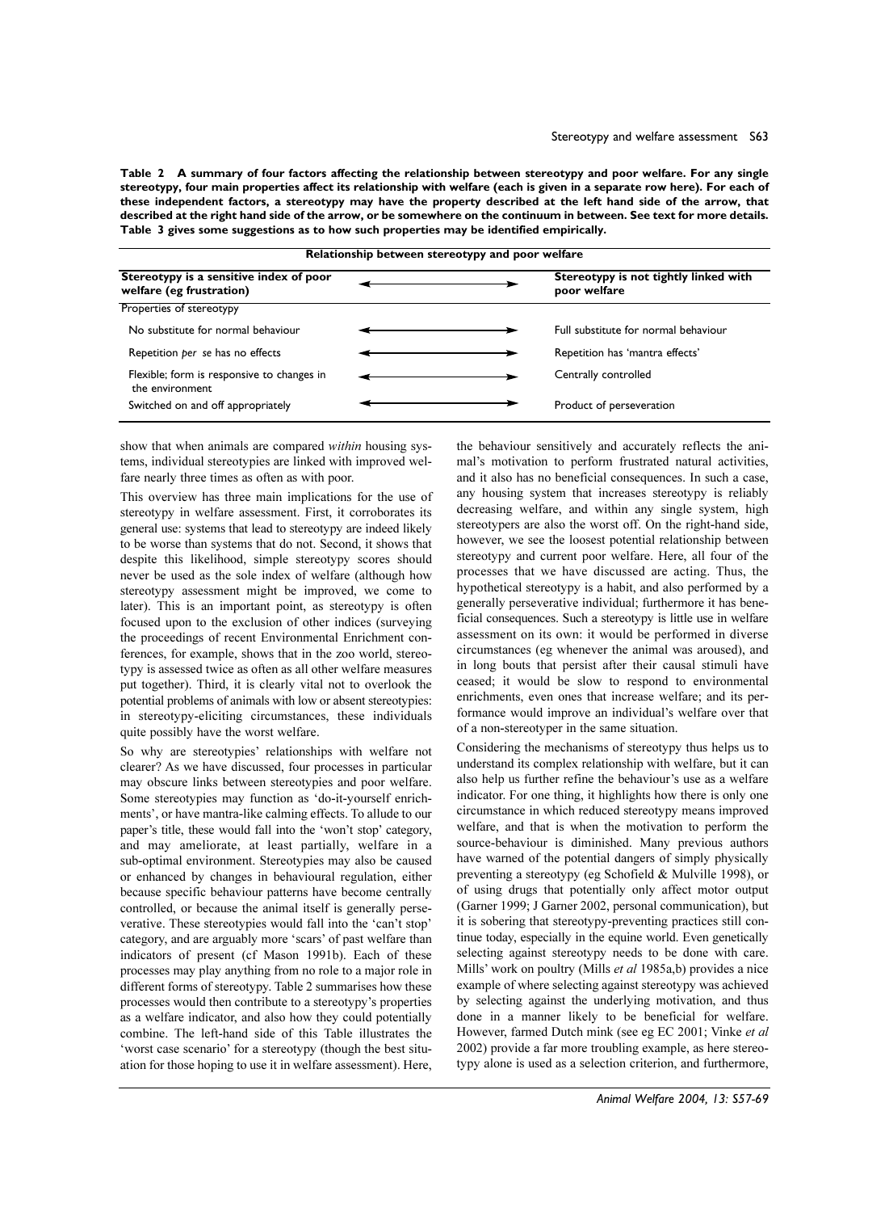**Table 2 A summary of four factors affecting the relationship between stereotypy and poor welfare. For any single stereotypy, four main properties affect its relationship with welfare (each is given in a separate row here). For each of these independent factors, a stereotypy may have the property described at the left hand side of the arrow, that described at the right hand side of the arrow, or be somewhere on the continuum in between. See text for more details. Table 3 gives some suggestions as to how such properties may be identified empirically.**

| Relationship between stereotypy and poor welfare | | |
|---|---|---|
| **Stereotypy is a sensitive index of poor welfare (eg frustration)** | ⟵⟶ | **Stereotypy is not tightly linked with poor welfare** |
| Properties of stereotypy | | |
| No substitute for normal behaviour | ⟵⟶ | Full substitute for normal behaviour |
| Repetition *per se* has no effects | ⟵⟶ | Repetition has 'mantra effects' |
| Flexible; form is responsive to changes in the environment | ⟵⟶ | Centrally controlled |
| Switched on and off appropriately | ⟵⟶ | Product of perseveration |

show that when animals are compared *within* housing systems, individual stereotypies are linked with improved welfare nearly three times as often as with poor.

This overview has three main implications for the use of stereotypy in welfare assessment. First, it corroborates its general use: systems that lead to stereotypy are indeed likely to be worse than systems that do not. Second, it shows that despite this likelihood, simple stereotypy scores should never be used as the sole index of welfare (although how stereotypy assessment might be improved, we come to later). This is an important point, as stereotypy is often focused upon to the exclusion of other indices (surveying the proceedings of recent Environmental Enrichment conferences, for example, shows that in the zoo world, stereotypy is assessed twice as often as all other welfare measures put together). Third, it is clearly vital not to overlook the potential problems of animals with low or absent stereotypies: in stereotypy-eliciting circumstances, these individuals quite possibly have the worst welfare.

So why are stereotypies' relationships with welfare not clearer? As we have discussed, four processes in particular may obscure links between stereotypies and poor welfare. Some stereotypies may function as 'do-it-yourself enrichments', or have mantra-like calming effects. To allude to our paper's title, these would fall into the 'won't stop' category, and may ameliorate, at least partially, welfare in a sub-optimal environment. Stereotypies may also be caused or enhanced by changes in behavioural regulation, either because specific behaviour patterns have become centrally controlled, or because the animal itself is generally perseverative. These stereotypies would fall into the 'can't stop' category, and are arguably more 'scars' of past welfare than indicators of present (cf Mason 1991b). Each of these processes may play anything from no role to a major role in different forms of stereotypy. Table 2 summarises how these processes would then contribute to a stereotypy's properties as a welfare indicator, and also how they could potentially combine. The left-hand side of this Table illustrates the 'worst case scenario' for a stereotypy (though the best situation for those hoping to use it in welfare assessment). Here, the behaviour sensitively and accurately reflects the animal's motivation to perform frustrated natural activities, and it also has no beneficial consequences. In such a case, any housing system that increases stereotypy is reliably decreasing welfare, and within any single system, high stereotypers are also the worst off. On the right-hand side, however, we see the loosest potential relationship between stereotypy and current poor welfare. Here, all four of the processes that we have discussed are acting. Thus, the hypothetical stereotypy is a habit, and also performed by a generally perseverative individual; furthermore it has beneficial consequences. Such a stereotypy is little use in welfare assessment on its own: it would be performed in diverse circumstances (eg whenever the animal was aroused), and in long bouts that persist after their causal stimuli have ceased; it would be slow to respond to environmental enrichments, even ones that increase welfare; and its performance would improve an individual's welfare over that of a non-stereotyper in the same situation.

Considering the mechanisms of stereotypy thus helps us to understand its complex relationship with welfare, but it can also help us further refine the behaviour's use as a welfare indicator. For one thing, it highlights how there is only one circumstance in which reduced stereotypy means improved welfare, and that is when the motivation to perform the source-behaviour is diminished. Many previous authors have warned of the potential dangers of simply physically preventing a stereotypy (eg Schofield & Mulville 1998), or of using drugs that potentially only affect motor output (Garner 1999; J Garner 2002, personal communication), but it is sobering that stereotypy-preventing practices still continue today, especially in the equine world. Even genetically selecting against stereotypy needs to be done with care. Mills' work on poultry (Mills *et al* 1985a,b) provides a nice example of where selecting against stereotypy was achieved by selecting against the underlying motivation, and thus done in a manner likely to be beneficial for welfare. However, farmed Dutch mink (see eg EC 2001; Vinke *et al* 2002) provide a far more troubling example, as here stereotypy alone is used as a selection criterion, and furthermore,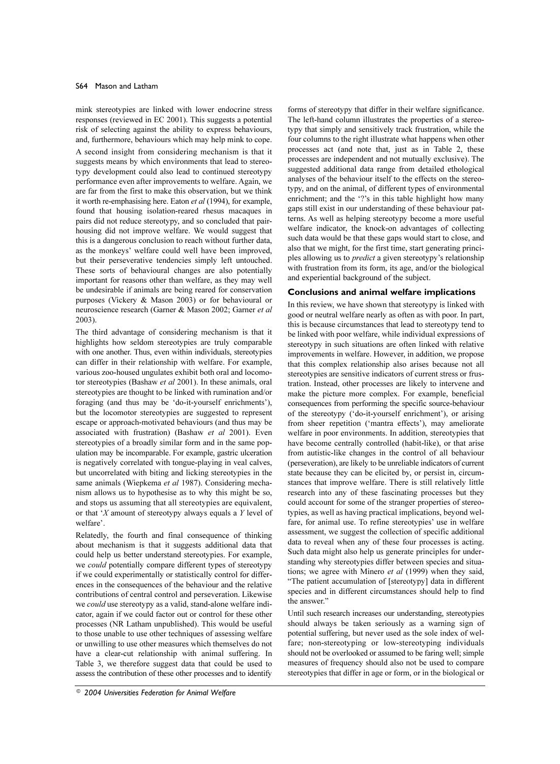mink stereotypies are linked with lower endocrine stress responses (reviewed in EC 2001). This suggests a potential risk of selecting against the ability to express behaviours, and, furthermore, behaviours which may help mink to cope.

A second insight from considering mechanism is that it suggests means by which environments that lead to stereotypy development could also lead to continued stereotypy performance even after improvements to welfare. Again, we are far from the first to make this observation, but we think it worth re-emphasising here. Eaton *et al* (1994), for example, found that housing isolation-reared rhesus macaques in pairs did not reduce stereotypy, and so concluded that pair-housing did not improve welfare. We would suggest that this is a dangerous conclusion to reach without further data, as the monkeys' welfare could well have been improved, but their perseverative tendencies simply left untouched. These sorts of behavioural changes are also potentially important for reasons other than welfare, as they may well be undesirable if animals are being reared for conservation purposes (Vickery & Mason 2003) or for behavioural or neuroscience research (Garner & Mason 2002; Garner *et al* 2003).

The third advantage of considering mechanism is that it highlights how seldom stereotypies are truly comparable with one another. Thus, even within individuals, stereotypies can differ in their relationship with welfare. For example, various zoo-housed ungulates exhibit both oral and locomotor stereotypies (Bashaw *et al* 2001). In these animals, oral stereotypies are thought to be linked with rumination and/or foraging (and thus may be 'do-it-yourself enrichments'), but the locomotor stereotypies are suggested to represent escape or approach-motivated behaviours (and thus may be associated with frustration) (Bashaw *et al* 2001). Even stereotypies of a broadly similar form and in the same population may be incomparable. For example, gastric ulceration is negatively correlated with tongue-playing in veal calves, but uncorrelated with biting and licking stereotypies in the same animals (Wiepkema *et al* 1987). Considering mechanism allows us to hypothesise as to why this might be so, and stops us assuming that all stereotypies are equivalent, or that '*X* amount of stereotypy always equals a *Y* level of welfare'.

Relatedly, the fourth and final consequence of thinking about mechanism is that it suggests additional data that could help us better understand stereotypies. For example, we *could* potentially compare different types of stereotypy if we could experimentally or statistically control for differences in the consequences of the behaviour and the relative contributions of central control and perseveration. Likewise we *could* use stereotypy as a valid, stand-alone welfare indicator, again if we could factor out or control for these other processes (NR Latham unpublished). This would be useful to those unable to use other techniques of assessing welfare or unwilling to use other measures which themselves do not have a clear-cut relationship with animal suffering. In Table 3, we therefore suggest data that could be used to assess the contribution of these other processes and to identify forms of stereotypy that differ in their welfare significance. The left-hand column illustrates the properties of a stereotypy that simply and sensitively track frustration, while the four columns to the right illustrate what happens when other processes act (and note that, just as in Table 2, these processes are independent and not mutually exclusive). The suggested additional data range from detailed ethological analyses of the behaviour itself to the effects on the stereotypy, and on the animal, of different types of environmental enrichment; and the '?'s in this table highlight how many gaps still exist in our understanding of these behaviour patterns. As well as helping stereotypy become a more useful welfare indicator, the knock-on advantages of collecting such data would be that these gaps would start to close, and also that we might, for the first time, start generating principles allowing us to *predict* a given stereotypy's relationship with frustration from its form, its age, and/or the biological and experiential background of the subject.

## Conclusions and animal welfare implications

In this review, we have shown that stereotypy is linked with good or neutral welfare nearly as often as with poor. In part, this is because circumstances that lead to stereotypy tend to be linked with poor welfare, while individual expressions of stereotypy in such situations are often linked with relative improvements in welfare. However, in addition, we propose that this complex relationship also arises because not all stereotypies are sensitive indicators of current stress or frustration. Instead, other processes are likely to intervene and make the picture more complex. For example, beneficial consequences from performing the specific source-behaviour of the stereotypy ('do-it-yourself enrichment'), or arising from sheer repetition ('mantra effects'), may ameliorate welfare in poor environments. In addition, stereotypies that have become centrally controlled (habit-like), or that arise from autistic-like changes in the control of all behaviour (perseveration), are likely to be unreliable indicators of current state because they can be elicited by, or persist in, circumstances that improve welfare. There is still relatively little research into any of these fascinating processes but they could account for some of the stranger properties of stereotypies, as well as having practical implications, beyond welfare, for animal use. To refine stereotypies' use in welfare assessment, we suggest the collection of specific additional data to reveal when any of these four processes is acting. Such data might also help us generate principles for understanding why stereotypies differ between species and situations; we agree with Minero *et al* (1999) when they said, "The patient accumulation of [stereotypy] data in different species and in different circumstances should help to find the answer."

Until such research increases our understanding, stereotypies should always be taken seriously as a warning sign of potential suffering, but never used as the sole index of welfare; non-stereotyping or low-stereotyping individuals should not be overlooked or assumed to be faring well; simple measures of frequency should also not be used to compare stereotypies that differ in age or form, or in the biological or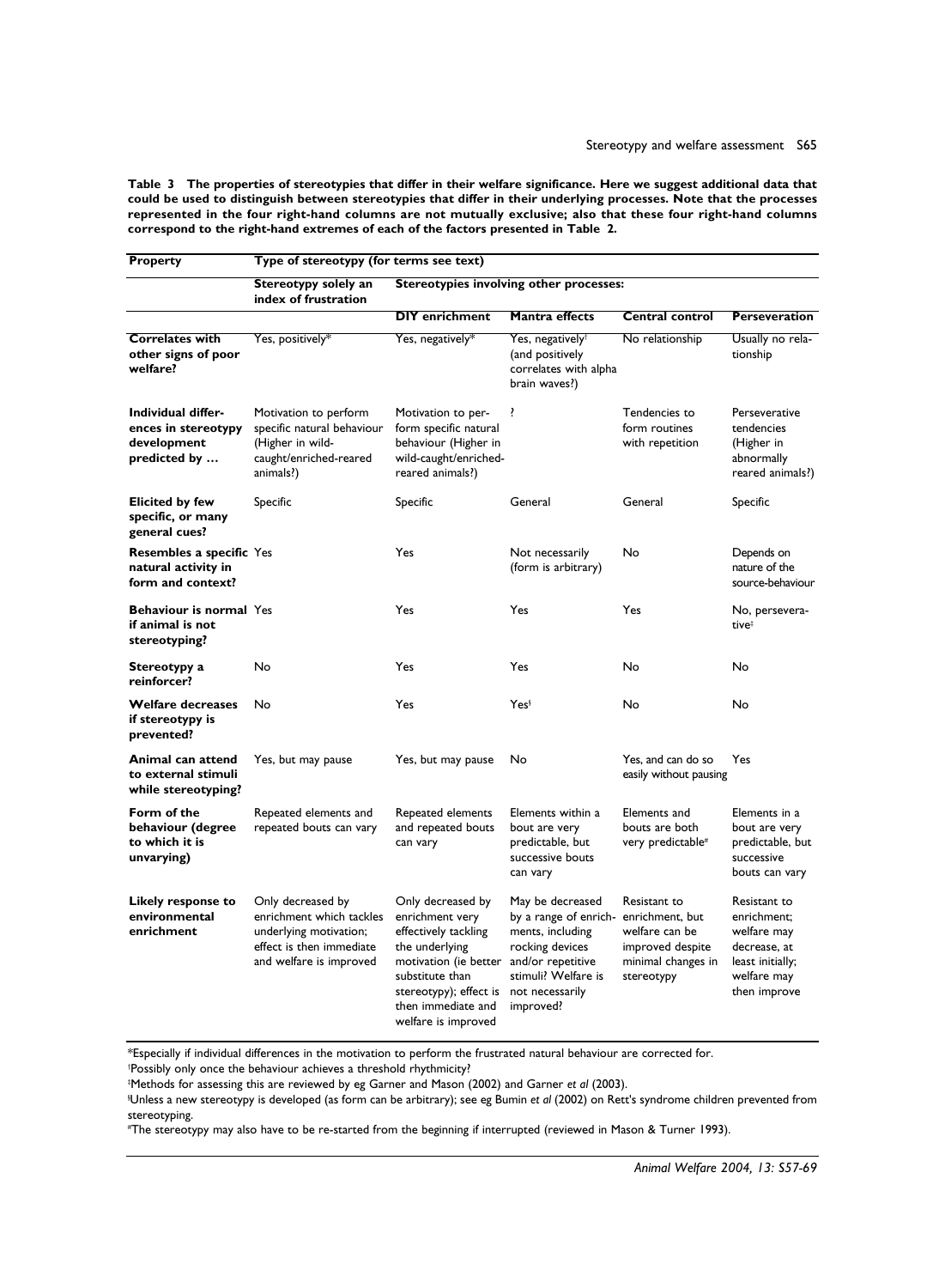**Table 3 The properties of stereotypies that differ in their welfare significance. Here we suggest additional data that could be used to distinguish between stereotypies that differ in their underlying processes. Note that the processes represented in the four right-hand columns are not mutually exclusive; also that these four right-hand columns correspond to the right-hand extremes of each of the factors presented in Table 2.**

| Property | Type of stereotypy (for terms see text) | | | | |
|---|---|---|---|---|---|
| | Stereotypy solely an index of frustration | Stereotypies involving other processes: | | | |
| | | DIY enrichment | Mantra effects | Central control | Perseveration |
| **Correlates with other signs of poor welfare?** | Yes, positively* | Yes, negatively* | Yes, negatively† (and positively correlates with alpha brain waves?) | No relationship | Usually no relationship |
| **Individual differences in stereotypy development predicted by …** | Motivation to perform specific natural behaviour (Higher in wild-caught/enriched-reared animals?) | Motivation to perform specific natural behaviour (Higher in wild-caught/enriched-reared animals?) | ? | Tendencies to form routines with repetition | Perseverative tendencies (Higher in abnormally reared animals?) |
| **Elicited by few specific, or many general cues?** | Specific | Specific | General | General | Specific |
| **Resembles a specific natural activity in form and context?** | Yes | Yes | Not necessarily (form is arbitrary) | No | Depends on nature of the source-behaviour |
| **Behaviour is normal if animal is not stereotyping?** | Yes | Yes | Yes | Yes | No, perseverative‡ |
| **Stereotypy a reinforcer?** | No | Yes | Yes | No | No |
| **Welfare decreases if stereotypy is prevented?** | No | Yes | Yes§ | No | No |
| **Animal can attend to external stimuli while stereotyping?** | Yes, but may pause | Yes, but may pause | No | Yes, and can do so easily without pausing | Yes |
| **Form of the behaviour (degree to which it is unvarying)** | Repeated elements and repeated bouts can vary | Repeated elements and repeated bouts can vary | Elements within a bout are very predictable, but successive bouts can vary | Elements and bouts are both very predictable# | Elements in a bout are very predictable, but successive bouts can vary |
| **Likely response to environmental enrichment** | Only decreased by enrichment which tackles underlying motivation; effect is then immediate and welfare is improved | Only decreased by enrichment very effectively tackling the underlying motivation (ie better substitute than stereotypy); effect is then immediate and welfare is improved | May be decreased by a range of enrichments, including rocking devices and/or repetitive stimuli? Welfare is not necessarily improved? | Resistant to enrichment, but welfare can be improved despite minimal changes in stereotypy | Resistant to enrichment; welfare may decrease, at least initially; welfare may then improve |

*Especially if individual differences in the motivation to perform the frustrated natural behaviour are corrected for.
†Possibly only once the behaviour achieves a threshold rhythmicity?
‡Methods for assessing this are reviewed by eg Garner and Mason (2002) and Garner *et al* (2003).
§Unless a new stereotypy is developed (as form can be arbitrary); see eg Bumin *et al* (2002) on Rett's syndrome children prevented from stereotyping.
#The stereotypy may also have to be re-started from the beginning if interrupted (reviewed in Mason & Turner 1993).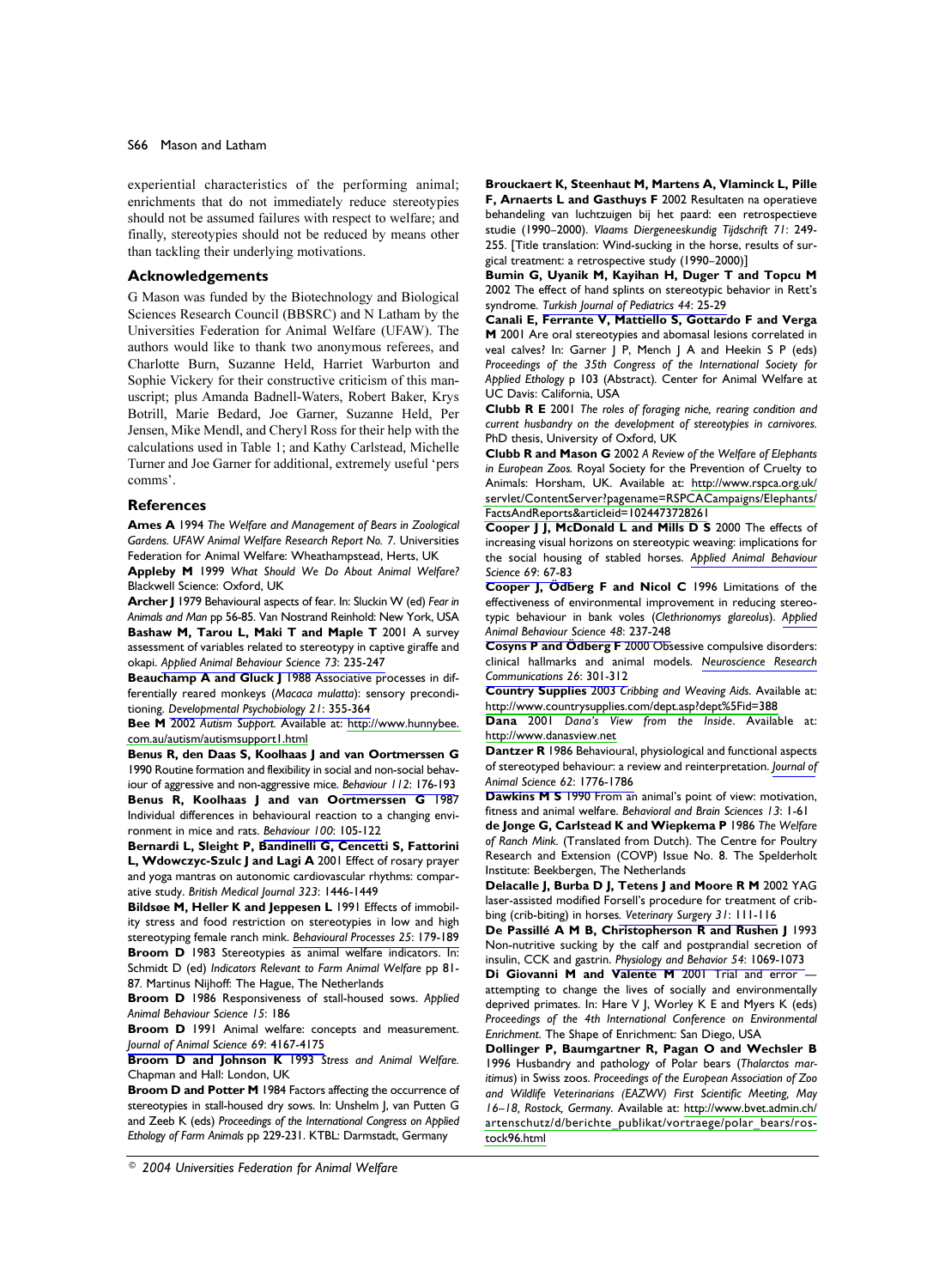experiential characteristics of the performing animal; enrichments that do not immediately reduce stereotypies should not be assumed failures with respect to welfare; and finally, stereotypies should not be reduced by means other than tackling their underlying motivations.

## Acknowledgements

G Mason was funded by the Biotechnology and Biological Sciences Research Council (BBSRC) and N Latham by the Universities Federation for Animal Welfare (UFAW). The authors would like to thank two anonymous referees, and Charlotte Burn, Suzanne Held, Harriet Warburton and Sophie Vickery for their constructive criticism of this manuscript; plus Amanda Badnell-Waters, Robert Baker, Krys Botrill, Marie Bedard, Joe Garner, Suzanne Held, Per Jensen, Mike Mendl, and Cheryl Ross for their help with the calculations used in Table 1; and Kathy Carlstead, Michelle Turner and Joe Garner for additional, extremely useful 'pers comms'.

## References

**Ames A** 1994 *The Welfare and Management of Bears in Zoological Gardens. UFAW Animal Welfare Research Report No. 7*. Universities Federation for Animal Welfare: Wheathampstead, Herts, UK

**Appleby M** 1999 *What Should We Do About Animal Welfare?* Blackwell Science: Oxford, UK

**Archer J** 1979 Behavioural aspects of fear. In: Sluckin W (ed) *Fear in Animals and Man* pp 56-85. Van Nostrand Reinhold: New York, USA

**Bashaw M, Tarou L, Maki T and Maple T** 2001 A survey assessment of variables related to stereotypy in captive giraffe and okapi. *Applied Animal Behaviour Science 73*: 235-247

**Beauchamp A and Gluck J** 1988 Associative processes in differentially reared monkeys (*Macaca mulatta*): sensory preconditioning. *Developmental Psychobiology 21*: 355-364

**Bee M** 2002 *Autism Support.* Available at: http://www.hunnybee.com.au/autism/autismsupport1.html

**Benus R, den Daas S, Koolhaas J and van Oortmerssen G** 1990 Routine formation and flexibility in social and non-social behaviour of aggressive and non-aggressive mice. *Behaviour 112*: 176-193

**Benus R, Koolhaas J and van Oortmerssen G** 1987 Individual differences in behavioural reaction to a changing environment in mice and rats. *Behaviour 100*: 105-122

**Bernardi L, Sleight P, Bandinelli G, Cencetti S, Fattorini L, Wdowczyc-Szulc J and Lagi A** 2001 Effect of rosary prayer and yoga mantras on autonomic cardiovascular rhythms: comparative study. *British Medical Journal 323*: 1446-1449

**Bildsøe M, Heller K and Jeppesen L** 1991 Effects of immobility stress and food restriction on stereotypies in low and high stereotyping female ranch mink. *Behavioural Processes 25*: 179-189

**Broom D** 1983 Stereotypies as animal welfare indicators. In: Schmidt D (ed) *Indicators Relevant to Farm Animal Welfare* pp 81-87. Martinus Nijhoff: The Hague, The Netherlands

**Broom D** 1986 Responsiveness of stall-housed sows. *Applied Animal Behaviour Science 15*: 186

**Broom D** 1991 Animal welfare: concepts and measurement. *Journal of Animal Science 69*: 4167-4175

**Broom D and Johnson K** 1993 *Stress and Animal Welfare.* Chapman and Hall: London, UK

**Broom D and Potter M** 1984 Factors affecting the occurrence of stereotypies in stall-housed dry sows. In: Unshelm J, van Putten G and Zeeb K (eds) *Proceedings of the International Congress on Applied Ethology of Farm Animals* pp 229-231. KTBL: Darmstadt, Germany

**Brouckaert K, Steenhaut M, Martens A, Vlaminck L, Pille F, Arnaerts L and Gasthuys F** 2002 Resultaten na operatieve behandeling van luchtzuigen bij het paard: een retrospectieve studie (1990–2000). *Vlaams Diergeneeskundig Tijdschrift 71*: 249-255. [Title translation: Wind-sucking in the horse, results of surgical treatment: a retrospective study (1990–2000)]

**Bumin G, Uyanik M, Kayihan H, Duger T and Topcu M** 2002 The effect of hand splints on stereotypic behavior in Rett's syndrome. *Turkish Journal of Pediatrics 44*: 25-29

**Canali E, Ferrante V, Mattiello S, Gottardo F and Verga M** 2001 Are oral stereotypies and abomasal lesions correlated in veal calves? In: Garner J P, Mench J A and Heekin S P (eds) *Proceedings of the 35th Congress of the International Society for Applied Ethology* p 103 (Abstract). Center for Animal Welfare at UC Davis: California, USA

**Clubb R E** 2001 *The roles of foraging niche, rearing condition and current husbandry on the development of stereotypies in carnivores.* PhD thesis, University of Oxford, UK

**Clubb R and Mason G** 2002 *A Review of the Welfare of Elephants in European Zoos.* Royal Society for the Prevention of Cruelty to Animals: Horsham, UK. Available at: http://www.rspca.org.uk/servlet/ContentServer?pagename=RSPCACampaigns/Elephants/FactsAndReports&articleid=1024473728261

**Cooper J J, McDonald L and Mills D S** 2000 The effects of increasing visual horizons on stereotypic weaving: implications for the social housing of stabled horses. *Applied Animal Behaviour Science 69*: 67-83

**Cooper J, Ödberg F and Nicol C** 1996 Limitations of the effectiveness of environmental improvement in reducing stereotypic behaviour in bank voles (*Clethrionomys glareolus*). *Applied Animal Behaviour Science 48*: 237-248

**Cosyns P and Ödberg F** 2000 Obsessive compulsive disorders: clinical hallmarks and animal models. *Neuroscience Research Communications 26*: 301-312

**Country Supplies** 2003 *Cribbing and Weaving Aids.* Available at: http://www.countrysupplies.com/dept.asp?dept%5Fid=388

**Dana** 2001 *Dana's View from the Inside.* Available at: http://www.danasview.net

**Dantzer R** 1986 Behavioural, physiological and functional aspects of stereotyped behaviour: a review and reinterpretation. *Journal of Animal Science 62*: 1776-1786

**Dawkins M S** 1990 From an animal's point of view: motivation, fitness and animal welfare. *Behavioral and Brain Sciences 13*: 1-61

**de Jonge G, Carlstead K and Wiepkema P** 1986 *The Welfare of Ranch Mink.* (Translated from Dutch). The Centre for Poultry Research and Extension (COVP) Issue No. 8. The Spelderholt Institute: Beekbergen, The Netherlands

**Delacalle J, Burba D J, Tetens J and Moore R M** 2002 YAG laser-assisted modified Forsell's procedure for treatment of cribbing (crib-biting) in horses. *Veterinary Surgery 31*: 111-116

**De Passillé A M B, Christopherson R and Rushen J** 1993 Non-nutritive sucking by the calf and postprandial secretion of insulin, CCK and gastrin. *Physiology and Behavior 54*: 1069-1073

**Di Giovanni M and Valente M** 2001 Trial and error — attempting to change the lives of socially and environmentally deprived primates. In: Hare V J, Worley K E and Myers K (eds) *Proceedings of the 4th International Conference on Environmental Enrichment.* The Shape of Enrichment: San Diego, USA

**Dollinger P, Baumgartner R, Pagan O and Wechsler B** 1996 Husbandry and pathology of Polar bears (*Thalarctos maritimus*) in Swiss zoos. *Proceedings of the European Association of Zoo and Wildlife Veterinarians (EAZWV) First Scientific Meeting, May 16–18, Rostock, Germany.* Available at: http://www.bvet.admin.ch/artenschutz/d/berichte_publikat/vortraege/polar_bears/rostock96.html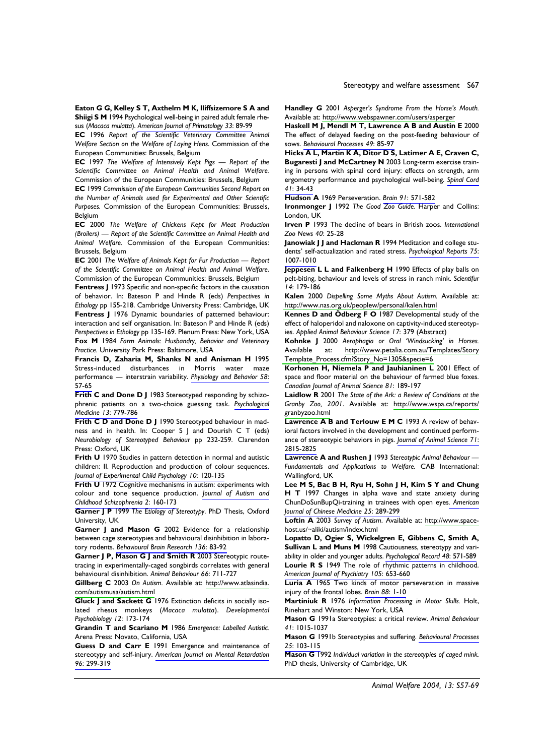**Eaton G G, Kelley S T, Axthelm M K, Iliffsizemore S A and Shiigi S M** 1994 Psychological well-being in paired adult female rhesus (*Macaca mulatta*). *American Journal of Primatology 33*: 89-99

**EC** 1996 *Report of the Scientific Veterinary Committee Animal Welfare Section on the Welfare of Laying Hens.* Commission of the European Communities: Brussels, Belgium

**EC** 1997 *The Welfare of Intensively Kept Pigs — Report of the Scientific Committee on Animal Health and Animal Welfare.* Commission of the European Communities: Brussels, Belgium

**EC** 1999 *Commission of the European Communities Second Report on the Number of Animals used for Experimental and Other Scientific Purposes.* Commission of the European Communities: Brussels, Belgium

**EC** 2000 *The Welfare of Chickens Kept for Meat Production (Broilers) — Report of the Scientific Committee on Animal Health and Animal Welfare.* Commission of the European Communities: Brussels, Belgium

**EC** 2001 *The Welfare of Animals Kept for Fur Production — Report of the Scientific Committee on Animal Health and Animal Welfare.* Commission of the European Communities: Brussels, Belgium

**Fentress J** 1973 Specific and non-specific factors in the causation of behavior. In: Bateson P and Hinde R (eds) *Perspectives in Ethology* pp 155-218. Cambridge University Press: Cambridge, UK

**Fentress J** 1976 Dynamic boundaries of patterned behaviour: interaction and self organisation. In: Bateson P and Hinde R (eds) *Perspectives in Ethology* pp 135-169. Plenum Press: New York, USA

**Fox M** 1984 *Farm Animals: Husbandry, Behavior and Veterinary Practice.* University Park Press: Baltimore, USA

**Francis D, Zaharia M, Shanks N and Anisman H** 1995 Stress-induced disturbances in Morris water maze performance — interstrain variability. *Physiology and Behavior 58*: 57-65

**Frith C and Done D J** 1983 Stereotyped responding by schizophrenic patients on a two-choice guessing task. *Psychological Medicine 13*: 779-786

**Frith C D and Done D J** 1990 Stereotyped behaviour in madness and in health. In: Cooper S J and Dourish C T (eds) *Neurobiology of Stereotyped Behaviour* pp 232-259. Clarendon Press: Oxford, UK

**Frith U** 1970 Studies in pattern detection in normal and autistic children: II. Reproduction and production of colour sequences. *Journal of Experimental Child Psychology 10*: 120-135

**Frith U** 1972 Cognitive mechanisms in autism: experiments with colour and tone sequence production. *Journal of Autism and Childhood Schizophrenia 2*: 160-173

**Garner J P** 1999 *The Etiology of Stereotypy.* PhD Thesis, Oxford University, UK

**Garner J and Mason G** 2002 Evidence for a relationship between cage stereotypies and behavioural disinhibition in laboratory rodents. *Behavioural Brain Research 136*: 83-92

**Garner J P, Mason G J and Smith R** 2003 Stereotypic route-tracing in experimentally-caged songbirds correlates with general behavioural disinhibition. *Animal Behaviour 66*: 711-727

**Gillberg C** 2003 *On Autism.* Available at: http://www.atlasindia.com/autismusa/autism.html

**Gluck J and Sackett G** 1976 Extinction deficits in socially isolated rhesus monkeys (*Macaca mulatta*). *Developmental Psychobiology 12*: 173-174

**Grandin T and Scariano M** 1986 *Emergence: Labelled Autistic.* Arena Press: Novato, California, USA

**Guess D and Carr E** 1991 Emergence and maintenance of stereotypy and self-injury. *American Journal on Mental Retardation 96*: 299-319

**Handley G** 2001 *Asperger's Syndrome From the Horse's Mouth.* Available at: http://www.webspawner.com/users/asperger

**Haskell M J, Mendl M T, Lawrence A B and Austin E** 2000 The effect of delayed feeding on the post-feeding behaviour of sows. *Behavioural Processes 49*: 85-97

**Hicks A L, Martin K A, Ditor D S, Latimer A E, Craven C, Bugaresti J and McCartney N** 2003 Long-term exercise training in persons with spinal cord injury: effects on strength, arm ergometry performance and psychological well-being. *Spinal Cord 41*: 34-43

**Hudson A** 1969 Perseveration. *Brain 91*: 571-582

**Ironmonger J** 1992 *The Good Zoo Guide.* Harper and Collins: London, UK

**Irven P** 1993 The decline of bears in British zoos. *International Zoo News 40*: 25-28

**Janowiak J J and Hackman R** 1994 Meditation and college students' self-actualization and rated stress. *Psychological Reports 75*: 1007-1010

**Jeppesen L L and Falkenberg H** 1990 Effects of play balls on pelt-biting, behaviour and levels of stress in ranch mink. *Scientifur 14*: 179-186

**Kalen** 2000 *Dispelling Some Myths About Autism.* Available at: http://www.nas.org.uk/peoplew/personal/kalen.html

**Kennes D and Ödberg F O** 1987 Developmental study of the effect of haloperidol and naloxone on captivity-induced stereotypies. *Applied Animal Behaviour Science 17*: 379 (Abstract)

**Kohnke J** 2000 *Aerophagia or Oral 'Windsucking' in Horses.* Available at: http://www.petalia.com.au/Templates/StoryTemplate_Process.cfm?Story_No=1305&specie=6

**Korhonen H, Niemela P and Jauhianinen L** 2001 Effect of space and floor material on the behaviour of farmed blue foxes. *Canadian Journal of Animal Science 81*: 189-197

**Laidlow R** 2001 *The State of the Ark: a Review of Conditions at the Granby Zoo, 2001.* Available at: http://www.wspa.ca/reports/granbyzoo.html

**Lawrence A B and Terlouw E M C** 1993 A review of behavioral factors involved in the development and continued performance of stereotypic behaviors in pigs. *Journal of Animal Science 71*: 2815-2825

**Lawrence A and Rushen J** 1993 *Stereotypic Animal Behaviour — Fundamentals and Applications to Welfare.* CAB International: Wallingford, UK

**Lee M S, Bac B H, Ryu H, Sohn J H, Kim S Y and Chung H T** 1997 Changes in alpha wave and state anxiety during ChunDoSunBupQi-training in trainees with open eyes. *American Journal of Chinese Medicine 25*: 289-299

**Loftin A** 2003 *Survey of Autism.* Available at: http://www.spacehost.us/~aliki/autism/index.html

**Lopatto D, Ogier S, Wickelgren E, Gibbens C, Smith A, Sullivan L and Muns M** 1998 Cautiousness, stereotypy and variability in older and younger adults. *Psychological Record 48*: 571-589

**Lourie R S** 1949 The role of rhythmic patterns in childhood. *American Journal of Psychiatry 105*: 653-660

**Luria A** 1965 Two kinds of motor perseveration in massive injury of the frontal lobes. *Brain 88*: 1-10

**Martiniuk R** 1976 *Information Processing in Motor Skills.* Holt, Rinehart and Winston: New York, USA

**Mason G** 1991a Stereotypies: a critical review. *Animal Behaviour 41*: 1015-1037

**Mason G** 1991b Stereotypies and suffering. *Behavioural Processes 25*: 103-115

**Mason G** 1992 *Individual variation in the stereotypies of caged mink.* PhD thesis, University of Cambridge, UK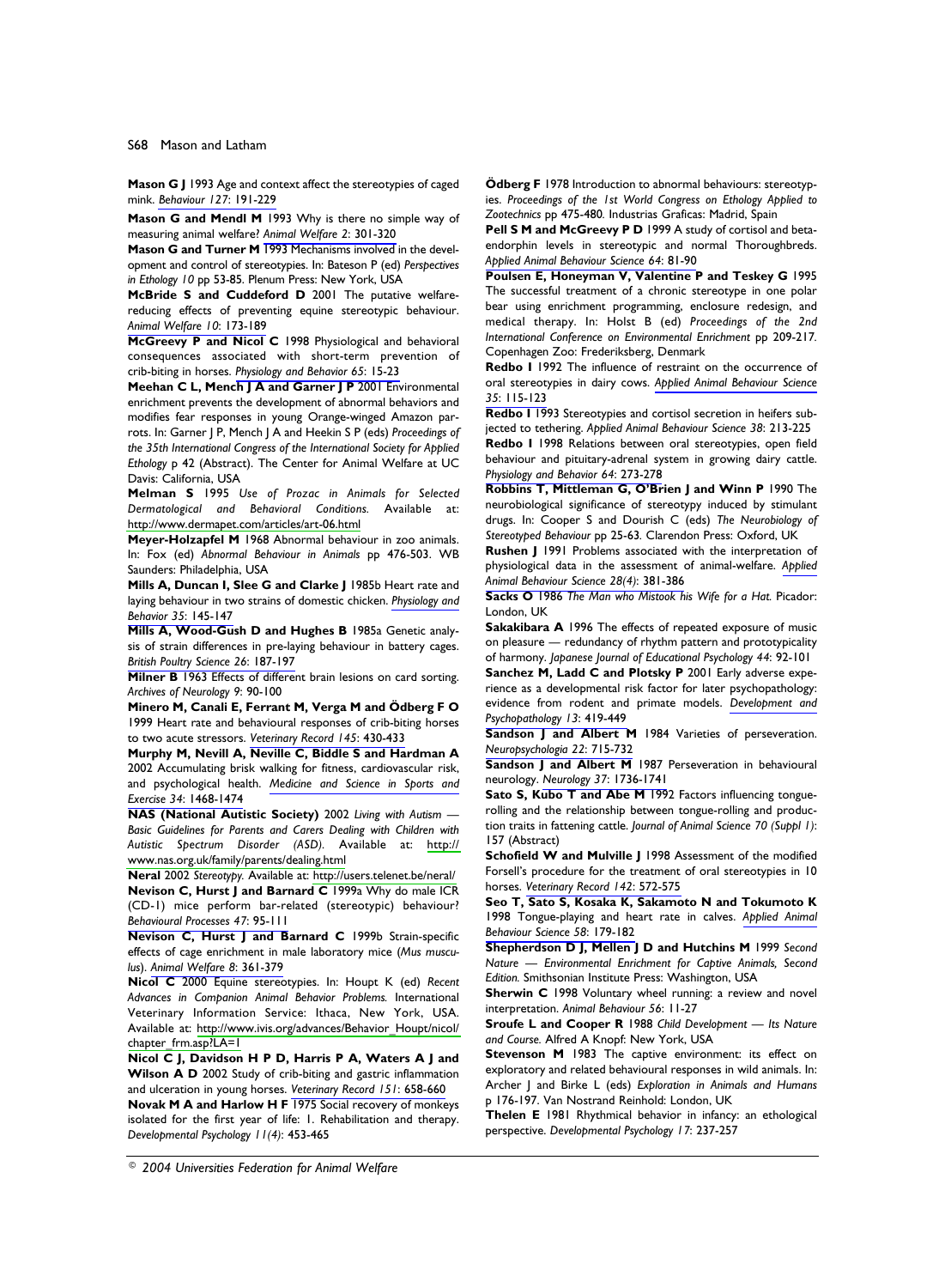**Mason G J** 1993 Age and context affect the stereotypies of caged mink. *Behaviour 127*: 191-229

**Mason G and Mendl M** 1993 Why is there no simple way of measuring animal welfare? *Animal Welfare 2*: 301-320

**Mason G and Turner M** 1993 Mechanisms involved in the development and control of stereotypies. In: Bateson P (ed) *Perspectives in Ethology 10* pp 53-85. Plenum Press: New York, USA

**McBride S and Cuddeford D** 2001 The putative welfare-reducing effects of preventing equine stereotypic behaviour. *Animal Welfare 10*: 173-189

**McGreevy P and Nicol C** 1998 Physiological and behavioral consequences associated with short-term prevention of crib-biting in horses. *Physiology and Behavior 65*: 15-23

**Meehan C L, Mench J A and Garner J P** 2001 Environmental enrichment prevents the development of abnormal behaviors and modifies fear responses in young Orange-winged Amazon parrots. In: Garner J P, Mench J A and Heekin S P (eds) *Proceedings of the 35th International Congress of the International Society for Applied Ethology* p 42 (Abstract). The Center for Animal Welfare at UC Davis: California, USA

**Melman S** 1995 *Use of Prozac in Animals for Selected Dermatological and Behavioral Conditions.* Available at: http://www.dermapet.com/articles/art-06.html

**Meyer-Holzapfel M** 1968 Abnormal behaviour in zoo animals. In: Fox (ed) *Abnormal Behaviour in Animals* pp 476-503. WB Saunders: Philadelphia, USA

**Mills A, Duncan I, Slee G and Clarke J** 1985b Heart rate and laying behaviour in two strains of domestic chicken. *Physiology and Behavior 35*: 145-147

**Mills A, Wood-Gush D and Hughes B** 1985a Genetic analysis of strain differences in pre-laying behaviour in battery cages. *British Poultry Science 26*: 187-197

**Milner B** 1963 Effects of different brain lesions on card sorting. *Archives of Neurology 9*: 90-100

**Minero M, Canali E, Ferrant M, Verga M and Ödberg F O** 1999 Heart rate and behavioural responses of crib-biting horses to two acute stressors. *Veterinary Record 145*: 430-433

**Murphy M, Nevill A, Neville C, Biddle S and Hardman A** 2002 Accumulating brisk walking for fitness, cardiovascular risk, and psychological health. *Medicine and Science in Sports and Exercise 34*: 1468-1474

**NAS (National Autistic Society)** 2002 *Living with Autism — Basic Guidelines for Parents and Carers Dealing with Children with Autistic Spectrum Disorder (ASD).* Available at: http://www.nas.org.uk/family/parents/dealing.html

**Neral** 2002 *Stereotypy.* Available at: http://users.telenet.be/neral/

**Nevison C, Hurst J and Barnard C** 1999a Why do male ICR (CD-1) mice perform bar-related (stereotypic) behaviour? *Behavioural Processes 47*: 95-111

**Nevison C, Hurst J and Barnard C** 1999b Strain-specific effects of cage enrichment in male laboratory mice (*Mus musculus*). *Animal Welfare 8*: 361-379

**Nicol C** 2000 Equine stereotypies. In: Houpt K (ed) *Recent Advances in Companion Animal Behavior Problems.* International Veterinary Information Service: Ithaca, New York, USA. Available at: http://www.ivis.org/advances/Behavior_Houpt/nicol/chapter_frm.asp?LA=1

**Nicol C J, Davidson H P D, Harris P A, Waters A J and Wilson A D** 2002 Study of crib-biting and gastric inflammation and ulceration in young horses. *Veterinary Record 151*: 658-660

**Novak M A and Harlow H F** 1975 Social recovery of monkeys isolated for the first year of life: 1. Rehabilitation and therapy. *Developmental Psychology 11(4)*: 453-465

**Ödberg F** 1978 Introduction to abnormal behaviours: stereotypies. *Proceedings of the 1st World Congress on Ethology Applied to Zootechnics* pp 475-480. Industrias Graficas: Madrid, Spain

**Pell S M and McGreevy P D** 1999 A study of cortisol and beta-endorphin levels in stereotypic and normal Thoroughbreds. *Applied Animal Behaviour Science 64*: 81-90

**Poulsen E, Honeyman V, Valentine P and Teskey G** 1995 The successful treatment of a chronic stereotype in one polar bear using enrichment programming, enclosure redesign, and medical therapy. In: Holst B (ed) *Proceedings of the 2nd International Conference on Environmental Enrichment* pp 209-217. Copenhagen Zoo: Frederiksberg, Denmark

**Redbo I** 1992 The influence of restraint on the occurrence of oral stereotypies in dairy cows. *Applied Animal Behaviour Science 35*: 115-123

**Redbo I** 1993 Stereotypies and cortisol secretion in heifers subjected to tethering. *Applied Animal Behaviour Science 38*: 213-225

**Redbo I** 1998 Relations between oral stereotypies, open field behaviour and pituitary-adrenal system in growing dairy cattle. *Physiology and Behavior 64*: 273-278

**Robbins T, Mittleman G, O'Brien J and Winn P** 1990 The neurobiological significance of stereotypy induced by stimulant drugs. In: Cooper S and Dourish C (eds) *The Neurobiology of Stereotyped Behaviour* pp 25-63. Clarendon Press: Oxford, UK

**Rushen J** 1991 Problems associated with the interpretation of physiological data in the assessment of animal-welfare. *Applied Animal Behaviour Science 28(4)*: 381-386

**Sacks O** 1986 *The Man who Mistook his Wife for a Hat.* Picador: London, UK

**Sakakibara A** 1996 The effects of repeated exposure of music on pleasure — redundancy of rhythm pattern and prototypicality of harmony. *Japanese Journal of Educational Psychology 44*: 92-101

**Sanchez M, Ladd C and Plotsky P** 2001 Early adverse experience as a developmental risk factor for later psychopathology: evidence from rodent and primate models. *Development and Psychopathology 13*: 419-449

**Sandson J and Albert M** 1984 Varieties of perseveration. *Neuropsychologia 22*: 715-732

**Sandson J and Albert M** 1987 Perseveration in behavioural neurology. *Neurology 37*: 1736-1741

**Sato S, Kubo T and Abe M** 1992 Factors influencing tongue-rolling and the relationship between tongue-rolling and production traits in fattening cattle. *Journal of Animal Science 70 (Suppl 1)*: 157 (Abstract)

**Schofield W and Mulville J** 1998 Assessment of the modified Forsell's procedure for the treatment of oral stereotypies in 10 horses. *Veterinary Record 142*: 572-575

**Seo T, Sato S, Kosaka K, Sakamoto N and Tokumoto K** 1998 Tongue-playing and heart rate in calves. *Applied Animal Behaviour Science 58*: 179-182

**Shepherdson D J, Mellen J D and Hutchins M** 1999 *Second Nature — Environmental Enrichment for Captive Animals, Second Edition.* Smithsonian Institute Press: Washington, USA

**Sherwin C** 1998 Voluntary wheel running: a review and novel interpretation. *Animal Behaviour 56*: 11-27

**Sroufe L and Cooper R** 1988 *Child Development — Its Nature and Course.* Alfred A Knopf: New York, USA

**Stevenson M** 1983 The captive environment: its effect on exploratory and related behavioural responses in wild animals. In: Archer J and Birke L (eds) *Exploration in Animals and Humans* p 176-197. Van Nostrand Reinhold: London, UK

**Thelen E** 1981 Rhythmical behavior in infancy: an ethological perspective. *Developmental Psychology 17*: 237-257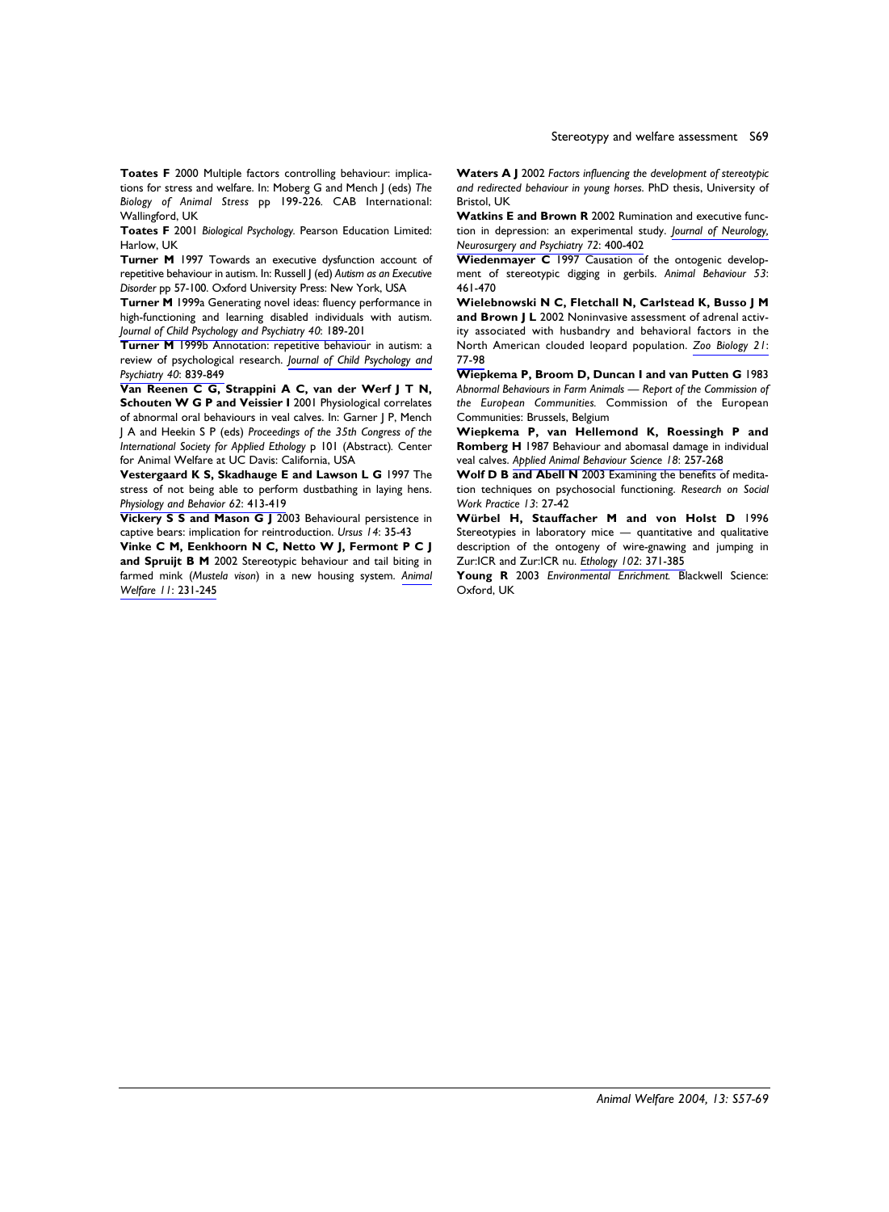**Toates F** 2000 Multiple factors controlling behaviour: implications for stress and welfare. In: Moberg G and Mench J (eds) *The Biology of Animal Stress* pp 199-226. CAB International: Wallingford, UK

**Toates F** 2001 *Biological Psychology*. Pearson Education Limited: Harlow, UK

**Turner M** 1997 Towards an executive dysfunction account of repetitive behaviour in autism. In: Russell J (ed) *Autism as an Executive Disorder* pp 57-100. Oxford University Press: New York, USA

**Turner M** 1999a Generating novel ideas: fluency performance in high-functioning and learning disabled individuals with autism. *Journal of Child Psychology and Psychiatry 40*: 189-201

**Turner M** 1999b Annotation: repetitive behaviour in autism: a review of psychological research. *Journal of Child Psychology and Psychiatry 40*: 839-849

**Van Reenen C G, Strappini A C, van der Werf J T N, Schouten W G P and Veissier I** 2001 Physiological correlates of abnormal oral behaviours in veal calves. In: Garner J P, Mench J A and Heekin S P (eds) *Proceedings of the 35th Congress of the International Society for Applied Ethology* p 101 (Abstract). Center for Animal Welfare at UC Davis: California, USA

**Vestergaard K S, Skadhauge E and Lawson L G** 1997 The stress of not being able to perform dustbathing in laying hens. *Physiology and Behavior 62*: 413-419

**Vickery S S and Mason G J** 2003 Behavioural persistence in captive bears: implication for reintroduction. *Ursus 14*: 35-43

**Vinke C M, Eenkhoorn N C, Netto W J, Fermont P C J and Spruijt B M** 2002 Stereotypic behaviour and tail biting in farmed mink (*Mustela vison*) in a new housing system. *Animal Welfare 11*: 231-245

**Waters A J** 2002 *Factors influencing the development of stereotypic and redirected behaviour in young horses*. PhD thesis, University of Bristol, UK

**Watkins E and Brown R** 2002 Rumination and executive function in depression: an experimental study. *Journal of Neurology, Neurosurgery and Psychiatry 72*: 400-402

**Wiedenmayer C** 1997 Causation of the ontogenic development of stereotypic digging in gerbils. *Animal Behaviour 53*: 461-470

**Wielebnowski N C, Fletchall N, Carlstead K, Busso J M and Brown J L** 2002 Noninvasive assessment of adrenal activity associated with husbandry and behavioral factors in the North American clouded leopard population. *Zoo Biology 21*: 77-98

**Wiepkema P, Broom D, Duncan I and van Putten G** 1983 *Abnormal Behaviours in Farm Animals — Report of the Commission of the European Communities*. Commission of the European Communities: Brussels, Belgium

**Wiepkema P, van Hellemond K, Roessingh P and Romberg H** 1987 Behaviour and abomasal damage in individual veal calves. *Applied Animal Behaviour Science 18*: 257-268

**Wolf D B and Abell N** 2003 Examining the benefits of meditation techniques on psychosocial functioning. *Research on Social Work Practice 13*: 27-42

**Würbel H, Stauffacher M and von Holst D** 1996 Stereotypies in laboratory mice — quantitative and qualitative description of the ontogeny of wire-gnawing and jumping in Zur:ICR and Zur:ICR nu. *Ethology 102*: 371-385

**Young R** 2003 *Environmental Enrichment*. Blackwell Science: Oxford, UK